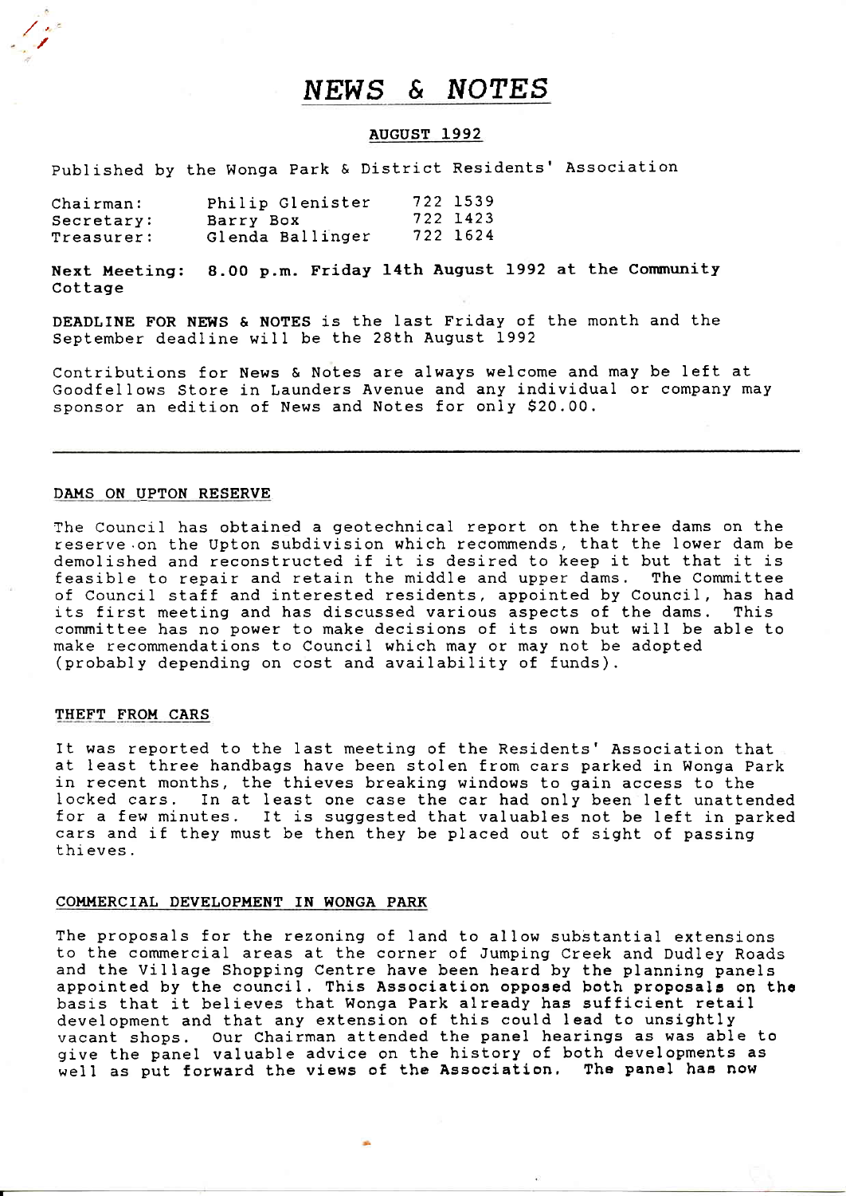# NEWS & NOTES

**AUGUST 1992**

Published by the Wonga Park & District Residents' Association

| | | |
|---|---|---|
| Chairman: | Philip Glenister | 722 1539 |
| Secretary: | Barry Box | 722 1423 |
| Treasurer: | Glenda Ballinger | 722 1624 |

**Next Meeting: 8.00 p.m. Friday 14th August 1992 at the Community** Cottage

**DEADLINE FOR NEWS & NOTES** is the last Friday of the month and the September deadline will be the 28th August 1992

Contributions for News & Notes are always welcome and may be left at Goodfellows Store in Launders Avenue and any individual or company may sponsor an edition of News and Notes for only $20.00.

---

## DAMS ON UPTON RESERVE

The Council has obtained a geotechnical report on the three dams on the reserve on the Upton subdivision which recommends, that the lower dam be demolished and reconstructed if it is desired to keep it but that it is feasible to repair and retain the middle and upper dams. The Committee of Council staff and interested residents, appointed by Council, has had its first meeting and has discussed various aspects of the dams. This committee has no power to make decisions of its own but will be able to make recommendations to Council which may or may not be adopted (probably depending on cost and availability of funds).

## THEFT FROM CARS

It was reported to the last meeting of the Residents' Association that at least three handbags have been stolen from cars parked in Wonga Park in recent months, the thieves breaking windows to gain access to the locked cars. In at least one case the car had only been left unattended for a few minutes. It is suggested that valuables not be left in parked cars and if they must be then they be placed out of sight of passing thieves.

## COMMERCIAL DEVELOPMENT IN WONGA PARK

The proposals for the rezoning of land to allow substantial extensions to the commercial areas at the corner of Jumping Creek and Dudley Roads and the Village Shopping Centre have been heard by the planning panels appointed by the council. This Association opposed both proposals on the basis that it believes that Wonga Park already has sufficient retail development and that any extension of this could lead to unsightly vacant shops. Our Chairman attended the panel hearings as was able to give the panel valuable advice on the history of both developments as well as put forward the views of the Association. The panel has now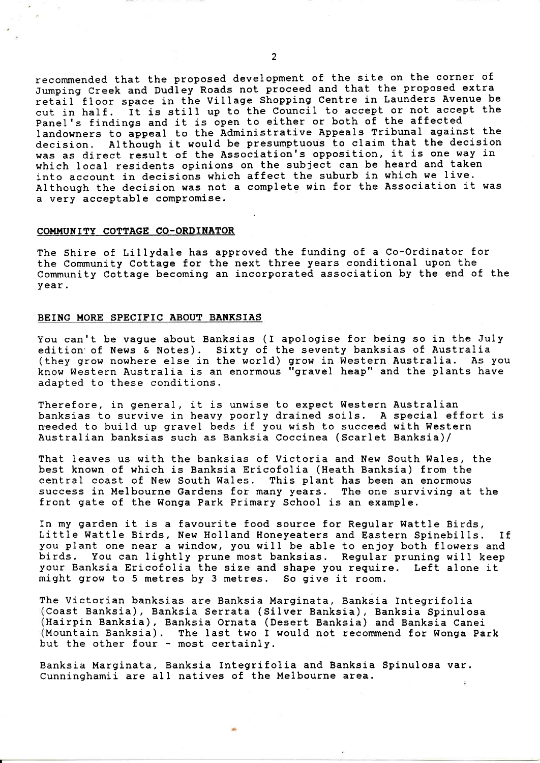recommended that the proposed development of the site on the corner of Jumping Creek and Dudley Roads not proceed and that the proposed extra retail floor space in the Village Shopping Centre in Launders Avenue be cut in half. It is still up to the Council to accept or not accept the Panel's findings and it is open to either or both of the affected landowners to appeal to the Administrative Appeals Tribunal against the decision. Although it would be presumptuous to claim that the decision was as direct result of the Association's opposition, it is one way in which local residents opinions on the subject can be heard and taken into account in decisions which affect the suburb in which we live. Although the decision was not a complete win for the Association it was a very acceptable compromise.

## COMMUNITY COTTAGE CO-ORDINATOR

The Shire of Lillydale has approved the funding of a Co-Ordinator for the Community Cottage for the next three years conditional upon the Community Cottage becoming an incorporated association by the end of the year.

## BEING MORE SPECIFIC ABOUT BANKSIAS

You can't be vague about Banksias (I apologise for being so in the July edition of News & Notes). Sixty of the seventy banksias of Australia (they grow nowhere else in the world) grow in Western Australia. As you know Western Australia is an enormous "gravel heap" and the plants have adapted to these conditions.

Therefore, in general, it is unwise to expect Western Australian banksias to survive in heavy poorly drained soils. A special effort is needed to build up gravel beds if you wish to succeed with Western Australian banksias such as Banksia Coccinea (Scarlet Banksia)/

That leaves us with the banksias of Victoria and New South Wales, the best known of which is Banksia Ericofolia (Heath Banksia) from the central coast of New South Wales. This plant has been an enormous success in Melbourne Gardens for many years. The one surviving at the front gate of the Wonga Park Primary School is an example.

In my garden it is a favourite food source for Regular Wattle Birds, Little Wattle Birds, New Holland Honeyeaters and Eastern Spinebills. If you plant one near a window, you will be able to enjoy both flowers and birds. You can lightly prune most banksias. Regular pruning will keep your Banksia Ericofolia the size and shape you require. Left alone it might grow to 5 metres by 3 metres. So give it room.

The Victorian banksias are Banksia Marginata, Banksia Integrifolia (Coast Banksia), Banksia Serrata (Silver Banksia), Banksia Spinulosa (Hairpin Banksia), Banksia Ornata (Desert Banksia) and Banksia Canei (Mountain Banksia). The last two I would not recommend for Wonga Park but the other four - most certainly.

Banksia Marginata, Banksia Integrifolia and Banksia Spinulosa var. Cunninghamii are all natives of the Melbourne area.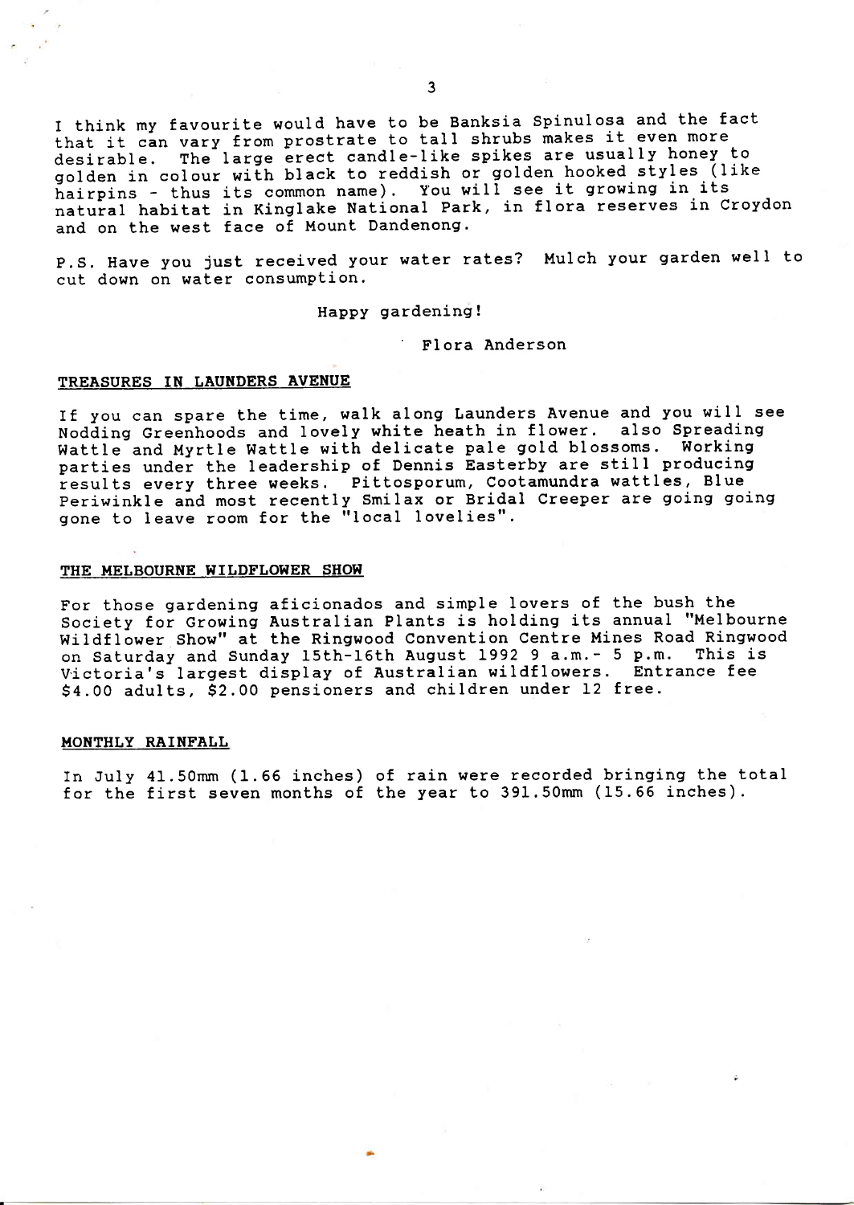I think my favourite would have to be Banksia Spinulosa and the fact that it can vary from prostrate to tall shrubs makes it even more desirable. The large erect candle-like spikes are usually honey to golden in colour with black to reddish or golden hooked styles (like hairpins - thus its common name). You will see it growing in its natural habitat in Kinglake National Park, in flora reserves in Croydon and on the west face of Mount Dandenong.

P.S. Have you just received your water rates? Mulch your garden well to cut down on water consumption.

Happy gardening!

Flora Anderson

## TREASURES IN LAUNDERS AVENUE

If you can spare the time, walk along Launders Avenue and you will see Nodding Greenhoods and lovely white heath in flower. also Spreading Wattle and Myrtle Wattle with delicate pale gold blossoms. Working parties under the leadership of Dennis Easterby are still producing results every three weeks. Pittosporum, Cootamundra wattles, Blue Periwinkle and most recently Smilax or Bridal Creeper are going going gone to leave room for the "local lovelies".

## THE MELBOURNE WILDFLOWER SHOW

For those gardening aficionados and simple lovers of the bush the Society for Growing Australian Plants is holding its annual "Melbourne Wildflower Show" at the Ringwood Convention Centre Mines Road Ringwood on Saturday and Sunday 15th-16th August 1992 9 a.m.- 5 p.m. This is Victoria's largest display of Australian wildflowers. Entrance fee $4.00 adults, $2.00 pensioners and children under 12 free.

## MONTHLY RAINFALL

In July 41.50mm (1.66 inches) of rain were recorded bringing the total for the first seven months of the year to 391.50mm (15.66 inches).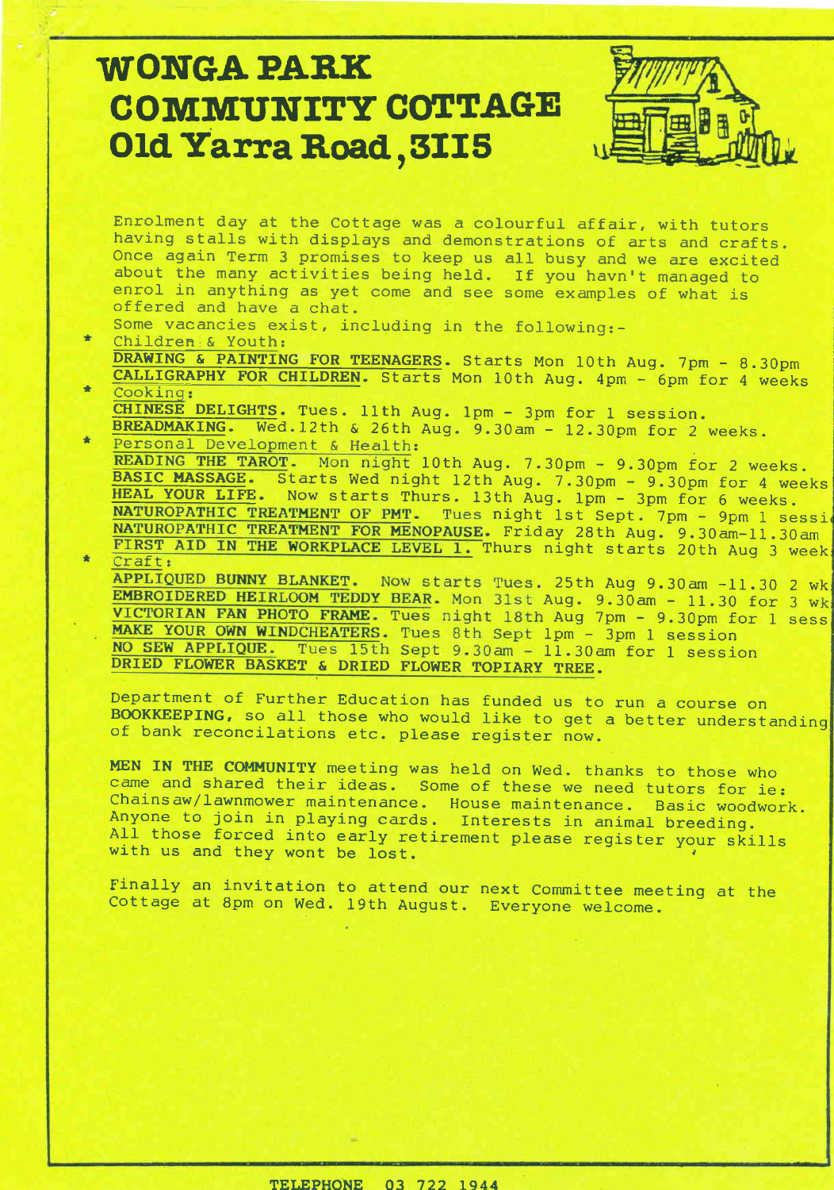# WONGA PARK COMMUNITY COTTAGE
# Old Yarra Road, 3115

Enrolment day at the Cottage was a colourful affair, with tutors having stalls with displays and demonstrations of arts and crafts. Once again Term 3 promises to keep us all busy and we are excited about the many activities being held. If you havn't managed to enrol in anything as yet come and see some examples of what is offered and have a chat.

Some vacancies exist, including in the following:-

* Children & Youth:

**DRAWING & PAINTING FOR TEENAGERS.** Starts Mon 10th Aug. 7pm - 8.30pm
**CALLIGRAPHY FOR CHILDREN.** Starts Mon 10th Aug. 4pm - 6pm for 4 weeks

* Cooking:

**CHINESE DELIGHTS.** Tues. 11th Aug. 1pm - 3pm for 1 session.
**BREADMAKING.** Wed.12th & 26th Aug. 9.30am - 12.30pm for 2 weeks.

* Personal Development & Health:

**READING THE TAROT.** Mon night 10th Aug. 7.30pm - 9.30pm for 2 weeks.
**BASIC MASSAGE.** Starts Wed night 12th Aug. 7.30pm - 9.30pm for 4 weeks
**HEAL YOUR LIFE.** Now starts Thurs. 13th Aug. 1pm - 3pm for 6 weeks.
**NATUROPATHIC TREATMENT OF PMT.** Tues night 1st Sept. 7pm - 9pm 1 sessi
**NATUROPATHIC TREATMENT FOR MENOPAUSE.** Friday 28th Aug. 9.30am-11.30am
**FIRST AID IN THE WORKPLACE LEVEL 1.** Thurs night starts 20th Aug 3 week

* Craft:

**APPLIQUED BUNNY BLANKET.** Now starts Tues. 25th Aug 9.30am -11.30 2 wk
**EMBROIDERED HEIRLOOM TEDDY BEAR.** Mon 31st Aug. 9.30am - 11.30 for 3 wk
**VICTORIAN FAN PHOTO FRAME.** Tues night 18th Aug 7pm - 9.30pm for 1 sess
**MAKE YOUR OWN WINDCHEATERS.** Tues 8th Sept 1pm - 3pm 1 session
**NO SEW APPLIQUE.** Tues 15th Sept 9.30am - 11.30am for 1 session
**DRIED FLOWER BASKET & DRIED FLOWER TOPIARY TREE.**

Department of Further Education has funded us to run a course on **BOOKKEEPING**, so all those who would like to get a better understanding of bank reconcilations etc. please register now.

**MEN IN THE COMMUNITY** meeting was held on Wed. thanks to those who came and shared their ideas. Some of these we need tutors for ie: Chainsaw/lawnmower maintenance. House maintenance. Basic woodwork. Anyone to join in playing cards. Interests in animal breeding. All those forced into early retirement please register your skills with us and they wont be lost.

Finally an invitation to attend our next Committee meeting at the Cottage at 8pm on Wed. 19th August. Everyone welcome.

**TELEPHONE 03 722 1944**